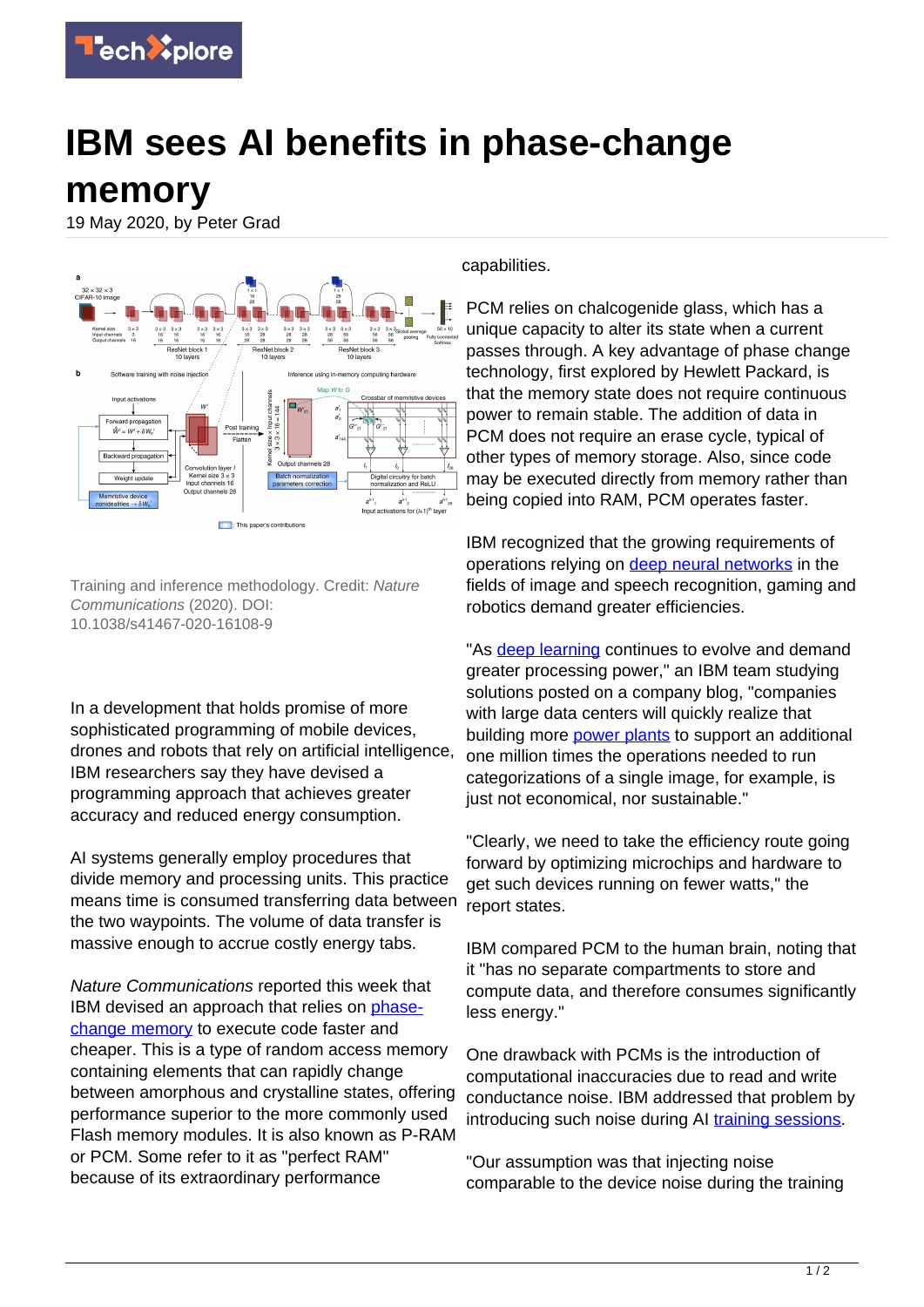# IBM sees AI benefits in phase-change memory

19 May 2020, by Peter Grad

Training and inference methodology. Credit: *Nature Communications* (2020). DOI: 10.1038/s41467-020-16108-9

In a development that holds promise of more sophisticated programming of mobile devices, drones and robots that rely on artificial intelligence, IBM researchers say they have devised a programming approach that achieves greater accuracy and reduced energy consumption.

AI systems generally employ procedures that divide memory and processing units. This practice means time is consumed transferring data between the two waypoints. The volume of data transfer is massive enough to accrue costly energy tabs.

*Nature Communications* reported this week that IBM devised an approach that relies on phase-change memory to execute code faster and cheaper. This is a type of random access memory containing elements that can rapidly change between amorphous and crystalline states, offering performance superior to the more commonly used Flash memory modules. It is also known as P-RAM or PCM. Some refer to it as "perfect RAM" because of its extraordinary performance capabilities.

PCM relies on chalcogenide glass, which has a unique capacity to alter its state when a current passes through. A key advantage of phase change technology, first explored by Hewlett Packard, is that the memory state does not require continuous power to remain stable. The addition of data in PCM does not require an erase cycle, typical of other types of memory storage. Also, since code may be executed directly from memory rather than being copied into RAM, PCM operates faster.

IBM recognized that the growing requirements of operations relying on deep neural networks in the fields of image and speech recognition, gaming and robotics demand greater efficiencies.

"As deep learning continues to evolve and demand greater processing power," an IBM team studying solutions posted on a company blog, "companies with large data centers will quickly realize that building more power plants to support an additional one million times the operations needed to run categorizations of a single image, for example, is just not economical, nor sustainable."

"Clearly, we need to take the efficiency route going forward by optimizing microchips and hardware to get such devices running on fewer watts," the report states.

IBM compared PCM to the human brain, noting that it "has no separate compartments to store and compute data, and therefore consumes significantly less energy."

One drawback with PCMs is the introduction of computational inaccuracies due to read and write conductance noise. IBM addressed that problem by introducing such noise during AI training sessions.

"Our assumption was that injecting noise comparable to the device noise during the training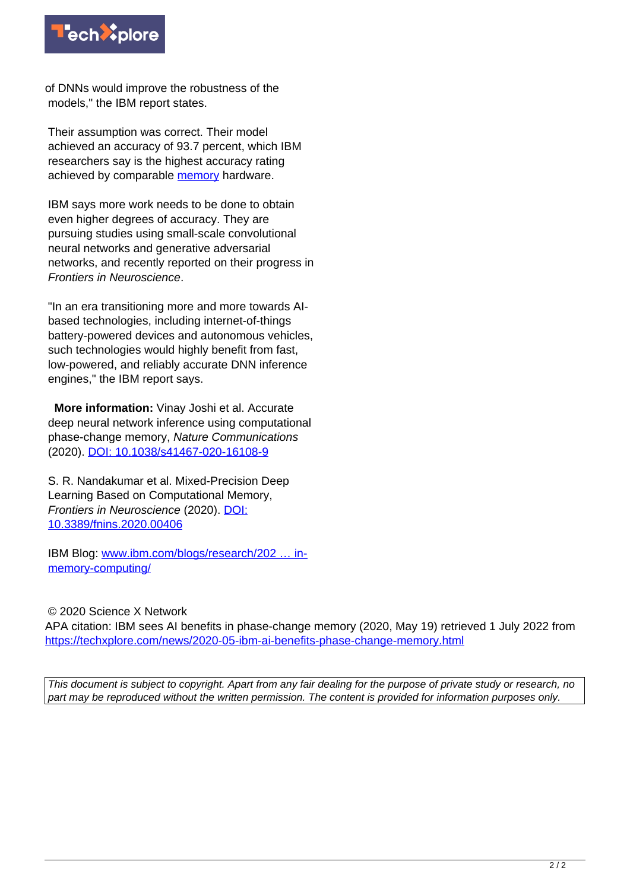of DNNs would improve the robustness of the models," the IBM report states.

Their assumption was correct. Their model achieved an accuracy of 93.7 percent, which IBM researchers say is the highest accuracy rating achieved by comparable memory hardware.

IBM says more work needs to be done to obtain even higher degrees of accuracy. They are pursuing studies using small-scale convolutional neural networks and generative adversarial networks, and recently reported on their progress in *Frontiers in Neuroscience*.

"In an era transitioning more and more towards AI-based technologies, including internet-of-things battery-powered devices and autonomous vehicles, such technologies would highly benefit from fast, low-powered, and reliably accurate DNN inference engines," the IBM report says.

**More information:** Vinay Joshi et al. Accurate deep neural network inference using computational phase-change memory, *Nature Communications* (2020). DOI: 10.1038/s41467-020-16108-9

S. R. Nandakumar et al. Mixed-Precision Deep Learning Based on Computational Memory, *Frontiers in Neuroscience* (2020). DOI: 10.3389/fnins.2020.00406

IBM Blog: www.ibm.com/blogs/research/202 … in-memory-computing/

© 2020 Science X Network

APA citation: IBM sees AI benefits in phase-change memory (2020, May 19) retrieved 1 July 2022 from https://techxplore.com/news/2020-05-ibm-ai-benefits-phase-change-memory.html

*This document is subject to copyright. Apart from any fair dealing for the purpose of private study or research, no part may be reproduced without the written permission. The content is provided for information purposes only.*